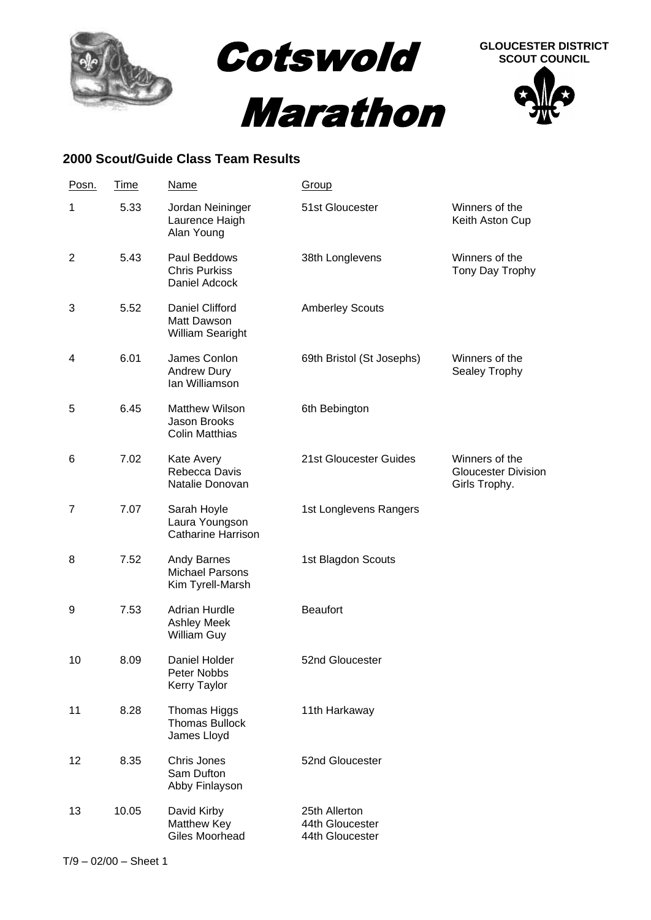# Cotswold Marathon

**GLOUCESTER DISTRICT SCOUT COUNCIL**

## 2000 Scout/Guide Class Team Results

| Posn. | Time | Name | Group | |
|---|---|---|---|---|
| 1 | 5.33 | Jordan Neininger<br>Laurence Haigh<br>Alan Young | 51st Gloucester | Winners of the Keith Aston Cup |
| 2 | 5.43 | Paul Beddows<br>Chris Purkiss<br>Daniel Adcock | 38th Longlevens | Winners of the Tony Day Trophy |
| 3 | 5.52 | Daniel Clifford<br>Matt Dawson<br>William Searight | Amberley Scouts | |
| 4 | 6.01 | James Conlon<br>Andrew Dury<br>Ian Williamson | 69th Bristol (St Josephs) | Winners of the Sealey Trophy |
| 5 | 6.45 | Matthew Wilson<br>Jason Brooks<br>Colin Matthias | 6th Bebington | |
| 6 | 7.02 | Kate Avery<br>Rebecca Davis<br>Natalie Donovan | 21st Gloucester Guides | Winners of the Gloucester Division Girls Trophy. |
| 7 | 7.07 | Sarah Hoyle<br>Laura Youngson<br>Catharine Harrison | 1st Longlevens Rangers | |
| 8 | 7.52 | Andy Barnes<br>Michael Parsons<br>Kim Tyrell-Marsh | 1st Blagdon Scouts | |
| 9 | 7.53 | Adrian Hurdle<br>Ashley Meek<br>William Guy | Beaufort | |
| 10 | 8.09 | Daniel Holder<br>Peter Nobbs<br>Kerry Taylor | 52nd Gloucester | |
| 11 | 8.28 | Thomas Higgs<br>Thomas Bullock<br>James Lloyd | 11th Harkaway | |
| 12 | 8.35 | Chris Jones<br>Sam Dufton<br>Abby Finlayson | 52nd Gloucester | |
| 13 | 10.05 | David Kirby<br>Matthew Key<br>Giles Moorhead | 25th Allerton<br>44th Gloucester<br>44th Gloucester | |

T/9 – 02/00 – Sheet 1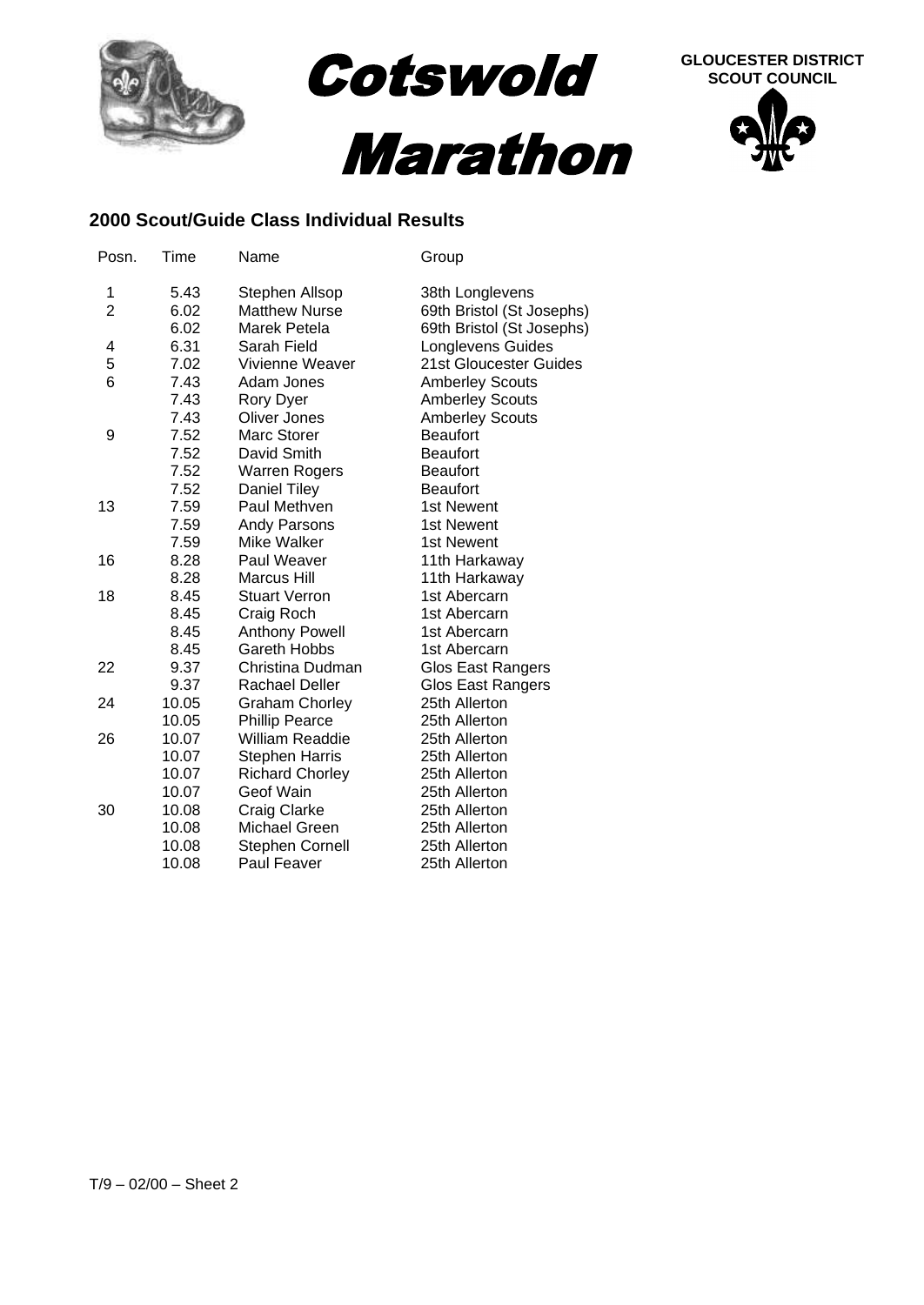# Cotswold Marathon

**GLOUCESTER DISTRICT SCOUT COUNCIL**

## 2000 Scout/Guide Class Individual Results

| Posn. | Time | Name | Group |
|---|---|---|---|
| 1 | 5.43 | Stephen Allsop | 38th Longlevens |
| 2 | 6.02 | Matthew Nurse | 69th Bristol (St Josephs) |
| | 6.02 | Marek Petela | 69th Bristol (St Josephs) |
| 4 | 6.31 | Sarah Field | Longlevens Guides |
| 5 | 7.02 | Vivienne Weaver | 21st Gloucester Guides |
| 6 | 7.43 | Adam Jones | Amberley Scouts |
| | 7.43 | Rory Dyer | Amberley Scouts |
| | 7.43 | Oliver Jones | Amberley Scouts |
| 9 | 7.52 | Marc Storer | Beaufort |
| | 7.52 | David Smith | Beaufort |
| | 7.52 | Warren Rogers | Beaufort |
| | 7.52 | Daniel Tiley | Beaufort |
| 13 | 7.59 | Paul Methven | 1st Newent |
| | 7.59 | Andy Parsons | 1st Newent |
| | 7.59 | Mike Walker | 1st Newent |
| 16 | 8.28 | Paul Weaver | 11th Harkaway |
| | 8.28 | Marcus Hill | 11th Harkaway |
| 18 | 8.45 | Stuart Verron | 1st Abercarn |
| | 8.45 | Craig Roch | 1st Abercarn |
| | 8.45 | Anthony Powell | 1st Abercarn |
| | 8.45 | Gareth Hobbs | 1st Abercarn |
| 22 | 9.37 | Christina Dudman | Glos East Rangers |
| | 9.37 | Rachael Deller | Glos East Rangers |
| 24 | 10.05 | Graham Chorley | 25th Allerton |
| | 10.05 | Phillip Pearce | 25th Allerton |
| 26 | 10.07 | William Readdie | 25th Allerton |
| | 10.07 | Stephen Harris | 25th Allerton |
| | 10.07 | Richard Chorley | 25th Allerton |
| | 10.07 | Geof Wain | 25th Allerton |
| 30 | 10.08 | Craig Clarke | 25th Allerton |
| | 10.08 | Michael Green | 25th Allerton |
| | 10.08 | Stephen Cornell | 25th Allerton |
| | 10.08 | Paul Feaver | 25th Allerton |

T/9 – 02/00 – Sheet 2